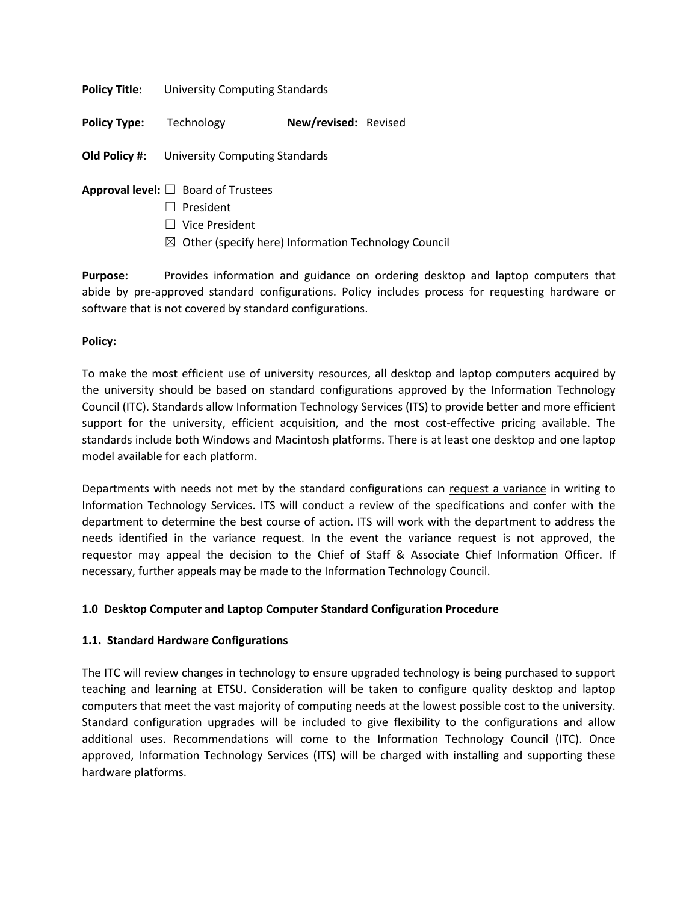**Policy Title:** University Computing Standards

**Policy Type:** Technology **New/revised:** Revised

**Old Policy #:** University Computing Standards

**Approval level:**
- ☐ Board of Trustees
- ☐ President
- ☐ Vice President
- ☒ Other (specify here) Information Technology Council

**Purpose:** Provides information and guidance on ordering desktop and laptop computers that abide by pre-approved standard configurations. Policy includes process for requesting hardware or software that is not covered by standard configurations.

**Policy:**

To make the most efficient use of university resources, all desktop and laptop computers acquired by the university should be based on standard configurations approved by the Information Technology Council (ITC). Standards allow Information Technology Services (ITS) to provide better and more efficient support for the university, efficient acquisition, and the most cost-effective pricing available. The standards include both Windows and Macintosh platforms. There is at least one desktop and one laptop model available for each platform.

Departments with needs not met by the standard configurations can request a variance in writing to Information Technology Services. ITS will conduct a review of the specifications and confer with the department to determine the best course of action. ITS will work with the department to address the needs identified in the variance request. In the event the variance request is not approved, the requestor may appeal the decision to the Chief of Staff & Associate Chief Information Officer. If necessary, further appeals may be made to the Information Technology Council.

**1.0 Desktop Computer and Laptop Computer Standard Configuration Procedure**

**1.1. Standard Hardware Configurations**

The ITC will review changes in technology to ensure upgraded technology is being purchased to support teaching and learning at ETSU. Consideration will be taken to configure quality desktop and laptop computers that meet the vast majority of computing needs at the lowest possible cost to the university. Standard configuration upgrades will be included to give flexibility to the configurations and allow additional uses. Recommendations will come to the Information Technology Council (ITC). Once approved, Information Technology Services (ITS) will be charged with installing and supporting these hardware platforms.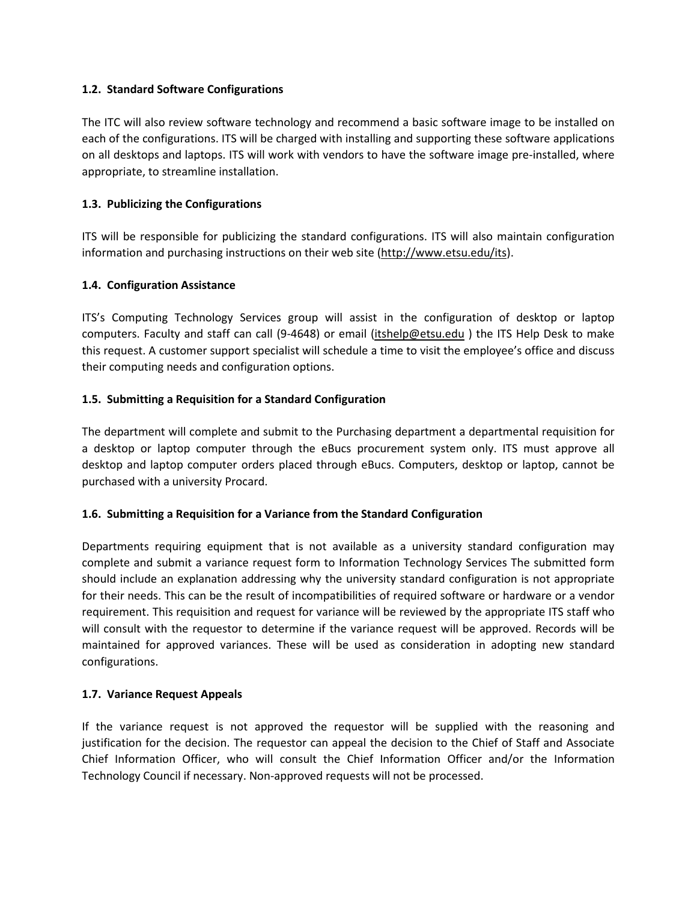### 1.2. Standard Software Configurations

The ITC will also review software technology and recommend a basic software image to be installed on each of the configurations. ITS will be charged with installing and supporting these software applications on all desktops and laptops. ITS will work with vendors to have the software image pre-installed, where appropriate, to streamline installation.

### 1.3. Publicizing the Configurations

ITS will be responsible for publicizing the standard configurations. ITS will also maintain configuration information and purchasing instructions on their web site (http://www.etsu.edu/its).

### 1.4. Configuration Assistance

ITS's Computing Technology Services group will assist in the configuration of desktop or laptop computers. Faculty and staff can call (9-4648) or email (itshelp@etsu.edu ) the ITS Help Desk to make this request. A customer support specialist will schedule a time to visit the employee's office and discuss their computing needs and configuration options.

### 1.5. Submitting a Requisition for a Standard Configuration

The department will complete and submit to the Purchasing department a departmental requisition for a desktop or laptop computer through the eBucs procurement system only. ITS must approve all desktop and laptop computer orders placed through eBucs. Computers, desktop or laptop, cannot be purchased with a university Procard.

### 1.6. Submitting a Requisition for a Variance from the Standard Configuration

Departments requiring equipment that is not available as a university standard configuration may complete and submit a variance request form to Information Technology Services The submitted form should include an explanation addressing why the university standard configuration is not appropriate for their needs. This can be the result of incompatibilities of required software or hardware or a vendor requirement. This requisition and request for variance will be reviewed by the appropriate ITS staff who will consult with the requestor to determine if the variance request will be approved. Records will be maintained for approved variances. These will be used as consideration in adopting new standard configurations.

### 1.7. Variance Request Appeals

If the variance request is not approved the requestor will be supplied with the reasoning and justification for the decision. The requestor can appeal the decision to the Chief of Staff and Associate Chief Information Officer, who will consult the Chief Information Officer and/or the Information Technology Council if necessary. Non-approved requests will not be processed.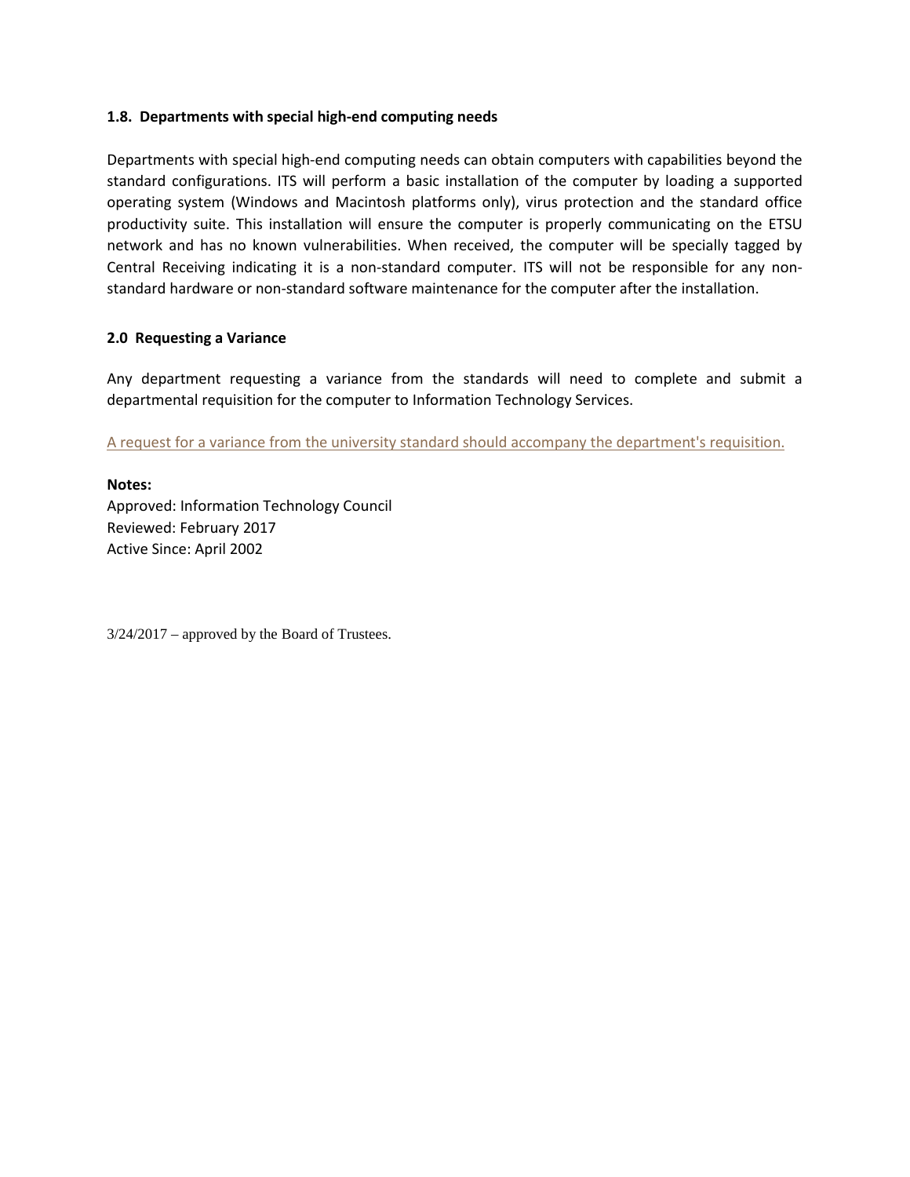### 1.8. Departments with special high-end computing needs

Departments with special high-end computing needs can obtain computers with capabilities beyond the standard configurations. ITS will perform a basic installation of the computer by loading a supported operating system (Windows and Macintosh platforms only), virus protection and the standard office productivity suite. This installation will ensure the computer is properly communicating on the ETSU network and has no known vulnerabilities. When received, the computer will be specially tagged by Central Receiving indicating it is a non-standard computer. ITS will not be responsible for any non-standard hardware or non-standard software maintenance for the computer after the installation.

## 2.0 Requesting a Variance

Any department requesting a variance from the standards will need to complete and submit a departmental requisition for the computer to Information Technology Services.

A request for a variance from the university standard should accompany the department's requisition.

**Notes:**
Approved: Information Technology Council
Reviewed: February 2017
Active Since: April 2002

3/24/2017 – approved by the Board of Trustees.